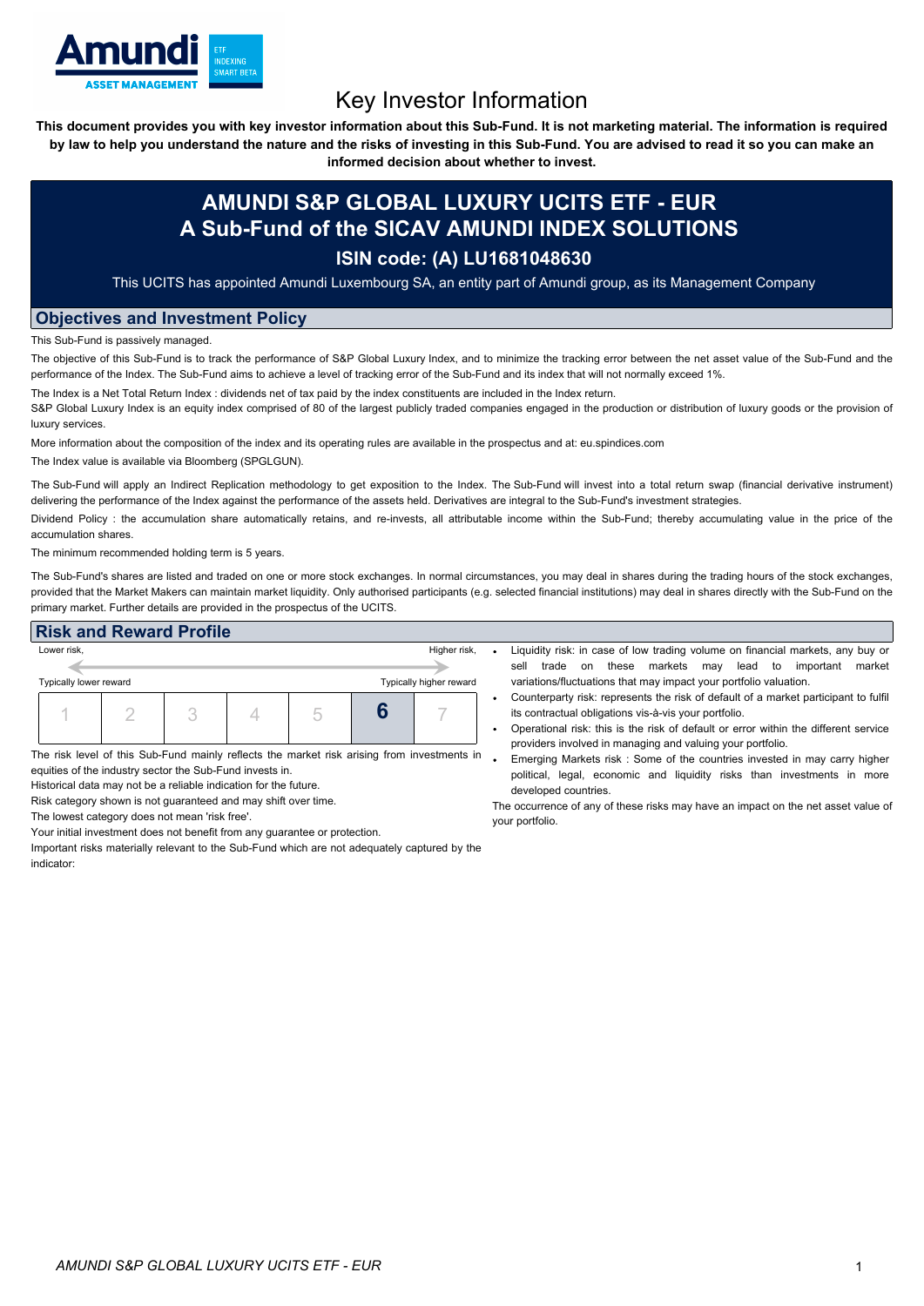# Key Investor Information

**This document provides you with key investor information about this Sub-Fund. It is not marketing material. The information is required by law to help you understand the nature and the risks of investing in this Sub-Fund. You are advised to read it so you can make an informed decision about whether to invest.**

## AMUNDI S&P GLOBAL LUXURY UCITS ETF - EUR
## A Sub-Fund of the SICAV AMUNDI INDEX SOLUTIONS
### ISIN code: (A) LU1681048630

This UCITS has appointed Amundi Luxembourg SA, an entity part of Amundi group, as its Management Company

## Objectives and Investment Policy

This Sub-Fund is passively managed.

The objective of this Sub-Fund is to track the performance of S&P Global Luxury Index, and to minimize the tracking error between the net asset value of the Sub-Fund and the performance of the Index. The Sub-Fund aims to achieve a level of tracking error of the Sub-Fund and its index that will not normally exceed 1%.

The Index is a Net Total Return Index : dividends net of tax paid by the index constituents are included in the Index return.
S&P Global Luxury Index is an equity index comprised of 80 of the largest publicly traded companies engaged in the production or distribution of luxury goods or the provision of luxury services.

More information about the composition of the index and its operating rules are available in the prospectus and at: eu.spindices.com

The Index value is available via Bloomberg (SPGLGUN).

The Sub-Fund will apply an Indirect Replication methodology to get exposition to the Index. The Sub-Fund will invest into a total return swap (financial derivative instrument) delivering the performance of the Index against the performance of the assets held. Derivatives are integral to the Sub-Fund's investment strategies.

Dividend Policy : the accumulation share automatically retains, and re-invests, all attributable income within the Sub-Fund; thereby accumulating value in the price of the accumulation shares.

The minimum recommended holding term is 5 years.

The Sub-Fund's shares are listed and traded on one or more stock exchanges. In normal circumstances, you may deal in shares during the trading hours of the stock exchanges, provided that the Market Makers can maintain market liquidity. Only authorised participants (e.g. selected financial institutions) may deal in shares directly with the Sub-Fund on the primary market. Further details are provided in the prospectus of the UCITS.

## Risk and Reward Profile

Lower risk, — Higher risk,

Typically lower reward — Typically higher reward

| 1 | 2 | 3 | 4 | 5 | **6** | 7 |
|---|---|---|---|---|---|---|

The risk level of this Sub-Fund mainly reflects the market risk arising from investments in equities of the industry sector the Sub-Fund invests in.

Historical data may not be a reliable indication for the future.

Risk category shown is not guaranteed and may shift over time.

The lowest category does not mean 'risk free'.

Your initial investment does not benefit from any guarantee or protection.

Important risks materially relevant to the Sub-Fund which are not adequately captured by the indicator:

- Liquidity risk: in case of low trading volume on financial markets, any buy or sell trade on these markets may lead to important market variations/fluctuations that may impact your portfolio valuation.
- Counterparty risk: represents the risk of default of a market participant to fulfil its contractual obligations vis-à-vis your portfolio.
- Operational risk: this is the risk of default or error within the different service providers involved in managing and valuing your portfolio.
- Emerging Markets risk : Some of the countries invested in may carry higher political, legal, economic and liquidity risks than investments in more developed countries.

The occurrence of any of these risks may have an impact on the net asset value of your portfolio.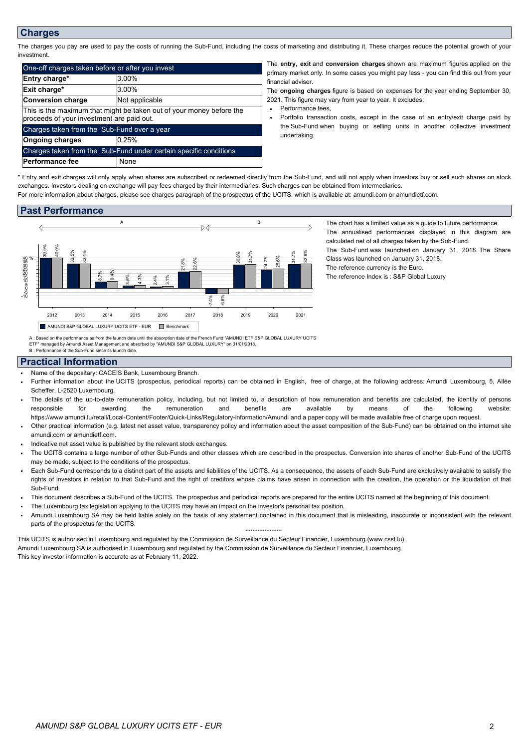## Charges

The charges you pay are used to pay the costs of running the Sub-Fund, including the costs of marketing and distributing it. These charges reduce the potential growth of your investment.

| One-off charges taken before or after you invest | |
|---|---|
| **Entry charge*** | 3.00% |
| **Exit charge*** | 3.00% |
| **Conversion charge** | Not applicable |
| This is the maximum that might be taken out of your money before the proceeds of your investment are paid out. | |
| Charges taken from the Sub-Fund over a year | |
| **Ongoing charges** | 0.25% |
| Charges taken from the Sub-Fund under certain specific conditions | |
| **Performance fee** | None |

The **entry, exit** and **conversion charges** shown are maximum figures applied on the primary market only. In some cases you might pay less - you can find this out from your financial adviser.

The **ongoing charges** figure is based on expenses for the year ending September 30, 2021. This figure may vary from year to year. It excludes:

- Performance fees,
- Portfolio transaction costs, except in the case of an entry/exit charge paid by the Sub-Fund when buying or selling units in another collective investment undertaking.

* Entry and exit charges will only apply when shares are subscribed or redeemed directly from the Sub-Fund, and will not apply when investors buy or sell such shares on stock exchanges. Investors dealing on exchange will pay fees charged by their intermediaries. Such charges can be obtained from intermediaries.

For more information about charges, please see charges paragraph of the prospectus of the UCITS, which is available at: amundi.com or amundietf.com.

## Past Performance

A

B

%

39.9% 40.0% 32.5% 32.4% 8.7% 9.4% 3.6% 4.3% 2.4% 3.1% 21.8% 22.6% -7.4% -6.8% 30.8% 31.7% 24.7% 25.6% 31.7% 32.6%

2012 2013 2014 2015 2016 2017 2018 2019 2020 2021

AMUNDI S&P GLOBAL LUXURY UCITS ETF - EUR    Benchmark

A : Based on the performance as from the launch date until the absorption date of the French Fund "AMUNDI ETF S&P GLOBAL LUXURY UCITS ETF" managed by Amundi Asset Management and absorbed by "AMUNDI S&P GLOBAL LUXURY" on 31/01/2018.

B : Performance of the Sub-Fund since its launch date.

The chart has a limited value as a guide to future performance.

The annualised performances displayed in this diagram are calculated net of all charges taken by the Sub-Fund.

The Sub-Fund was launched on January 31, 2018. The Share Class was launched on January 31, 2018.

The reference currency is the Euro.

The reference Index is : S&P Global Luxury

## Practical Information

- Name of the depositary: CACEIS Bank, Luxembourg Branch.
- Further information about the UCITS (prospectus, periodical reports) can be obtained in English, free of charge, at the following address: Amundi Luxembourg, 5, Allée Scheffer, L-2520 Luxembourg.
- The details of the up-to-date remuneration policy, including, but not limited to, a description of how remuneration and benefits are calculated, the identity of persons responsible for awarding the remuneration and benefits are available by means of the following website: https://www.amundi.lu/retail/Local-Content/Footer/Quick-Links/Regulatory-information/Amundi and a paper copy will be made available free of charge upon request.
- Other practical information (e.g. latest net asset value, transparency policy and information about the asset composition of the Sub-Fund) can be obtained on the internet site amundi.com or amundietf.com.
- Indicative net asset value is published by the relevant stock exchanges.
- The UCITS contains a large number of other Sub-Funds and other classes which are described in the prospectus. Conversion into shares of another Sub-Fund of the UCITS may be made, subject to the conditions of the prospectus.
- Each Sub-Fund corresponds to a distinct part of the assets and liabilities of the UCITS. As a consequence, the assets of each Sub-Fund are exclusively available to satisfy the rights of investors in relation to that Sub-Fund and the right of creditors whose claims have arisen in connection with the creation, the operation or the liquidation of that Sub-Fund.
- This document describes a Sub-Fund of the UCITS. The prospectus and periodical reports are prepared for the entire UCITS named at the beginning of this document.
- The Luxembourg tax legislation applying to the UCITS may have an impact on the investor's personal tax position.
- Amundi Luxembourg SA may be held liable solely on the basis of any statement contained in this document that is misleading, inaccurate or inconsistent with the relevant parts of the prospectus for the UCITS.

********************

This UCITS is authorised in Luxembourg and regulated by the Commission de Surveillance du Secteur Financier, Luxembourg (www.cssf.lu).
Amundi Luxembourg SA is authorised in Luxembourg and regulated by the Commission de Surveillance du Secteur Financier, Luxembourg.
This key investor information is accurate as at February 11, 2022.